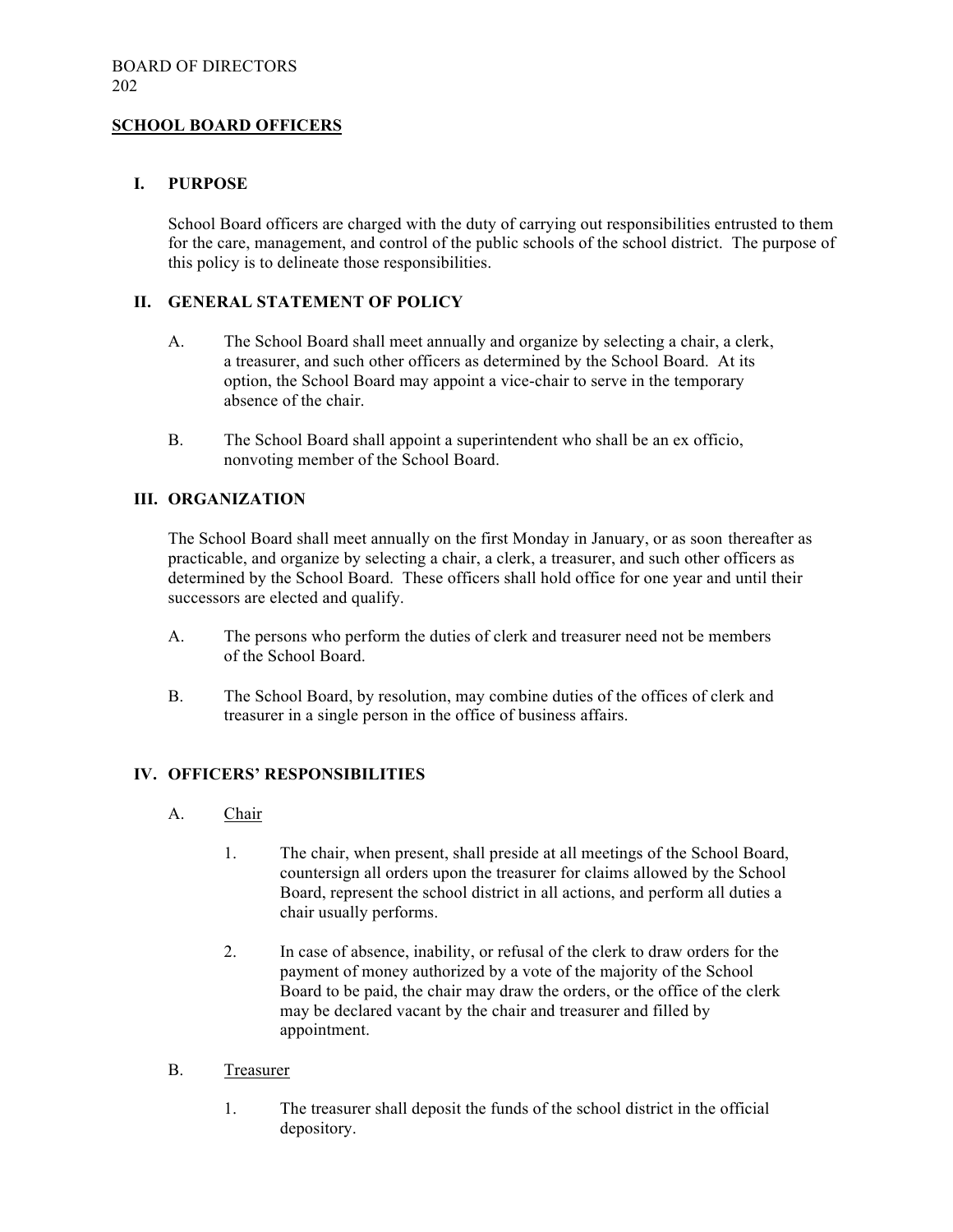BOARD OF DIRECTORS
202

## SCHOOL BOARD OFFICERS

### I. PURPOSE

School Board officers are charged with the duty of carrying out responsibilities entrusted to them for the care, management, and control of the public schools of the school district. The purpose of this policy is to delineate those responsibilities.

### II. GENERAL STATEMENT OF POLICY

A. The School Board shall meet annually and organize by selecting a chair, a clerk, a treasurer, and such other officers as determined by the School Board. At its option, the School Board may appoint a vice-chair to serve in the temporary absence of the chair.

B. The School Board shall appoint a superintendent who shall be an ex officio, nonvoting member of the School Board.

### III. ORGANIZATION

The School Board shall meet annually on the first Monday in January, or as soon thereafter as practicable, and organize by selecting a chair, a clerk, a treasurer, and such other officers as determined by the School Board. These officers shall hold office for one year and until their successors are elected and qualify.

A. The persons who perform the duties of clerk and treasurer need not be members of the School Board.

B. The School Board, by resolution, may combine duties of the offices of clerk and treasurer in a single person in the office of business affairs.

### IV. OFFICERS' RESPONSIBILITIES

A. Chair

1. The chair, when present, shall preside at all meetings of the School Board, countersign all orders upon the treasurer for claims allowed by the School Board, represent the school district in all actions, and perform all duties a chair usually performs.

2. In case of absence, inability, or refusal of the clerk to draw orders for the payment of money authorized by a vote of the majority of the School Board to be paid, the chair may draw the orders, or the office of the clerk may be declared vacant by the chair and treasurer and filled by appointment.

B. Treasurer

1. The treasurer shall deposit the funds of the school district in the official depository.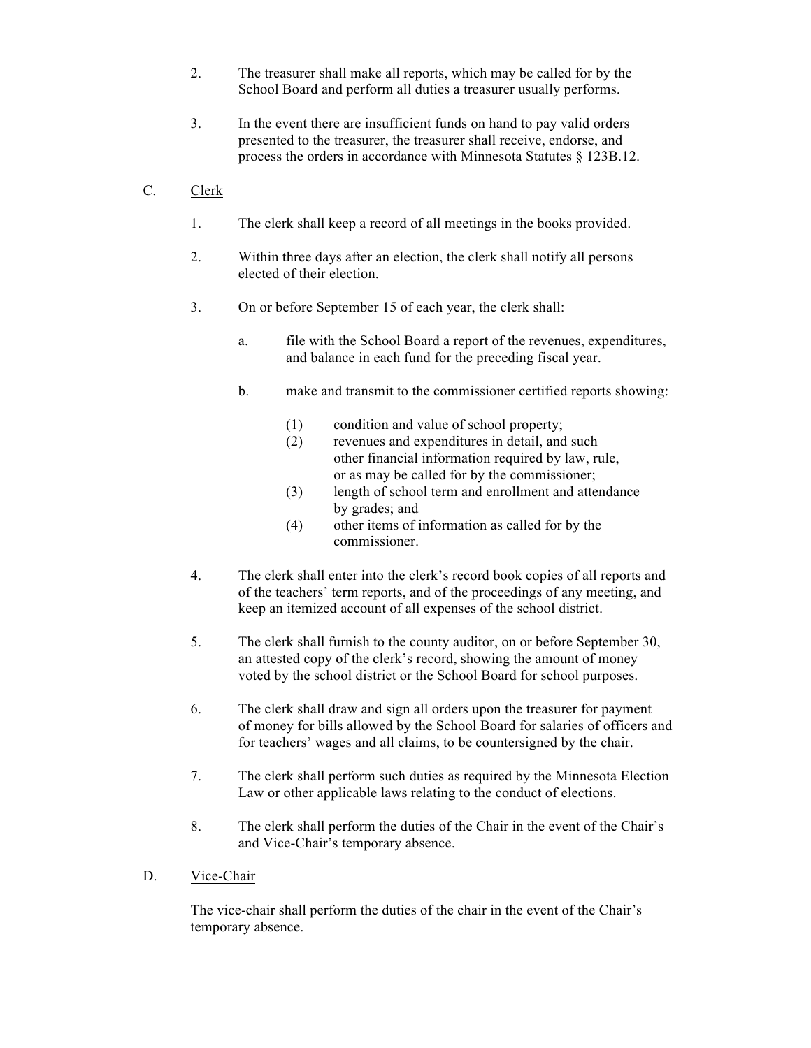2. The treasurer shall make all reports, which may be called for by the School Board and perform all duties a treasurer usually performs.

3. In the event there are insufficient funds on hand to pay valid orders presented to the treasurer, the treasurer shall receive, endorse, and process the orders in accordance with Minnesota Statutes § 123B.12.

C. <u>Clerk</u>

1. The clerk shall keep a record of all meetings in the books provided.

2. Within three days after an election, the clerk shall notify all persons elected of their election.

3. On or before September 15 of each year, the clerk shall:

   a. file with the School Board a report of the revenues, expenditures, and balance in each fund for the preceding fiscal year.

   b. make and transmit to the commissioner certified reports showing:

      (1) condition and value of school property;
      (2) revenues and expenditures in detail, and such other financial information required by law, rule, or as may be called for by the commissioner;
      (3) length of school term and enrollment and attendance by grades; and
      (4) other items of information as called for by the commissioner.

4. The clerk shall enter into the clerk's record book copies of all reports and of the teachers' term reports, and of the proceedings of any meeting, and keep an itemized account of all expenses of the school district.

5. The clerk shall furnish to the county auditor, on or before September 30, an attested copy of the clerk's record, showing the amount of money voted by the school district or the School Board for school purposes.

6. The clerk shall draw and sign all orders upon the treasurer for payment of money for bills allowed by the School Board for salaries of officers and for teachers' wages and all claims, to be countersigned by the chair.

7. The clerk shall perform such duties as required by the Minnesota Election Law or other applicable laws relating to the conduct of elections.

8. The clerk shall perform the duties of the Chair in the event of the Chair's and Vice-Chair's temporary absence.

D. <u>Vice-Chair</u>

The vice-chair shall perform the duties of the chair in the event of the Chair's temporary absence.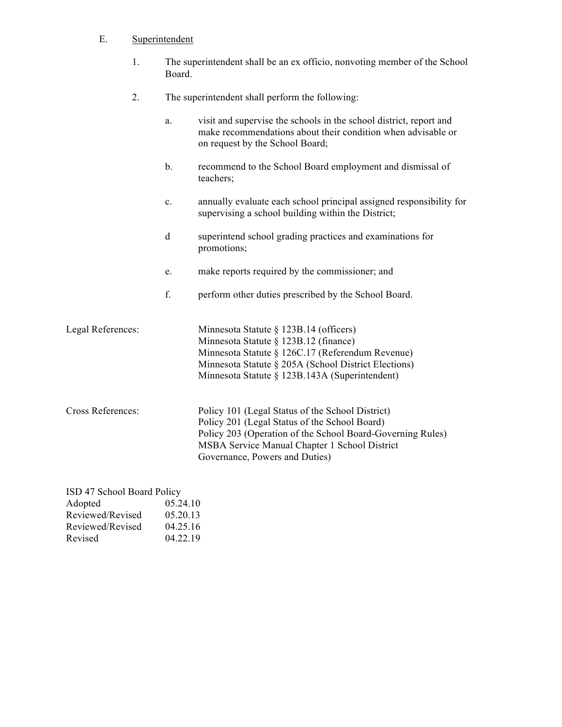E. Superintendent

1. The superintendent shall be an ex officio, nonvoting member of the School Board.

2. The superintendent shall perform the following:

   a. visit and supervise the schools in the school district, report and make recommendations about their condition when advisable or on request by the School Board;

   b. recommend to the School Board employment and dismissal of teachers;

   c. annually evaluate each school principal assigned responsibility for supervising a school building within the District;

   d superintend school grading practices and examinations for promotions;

   e. make reports required by the commissioner; and

   f. perform other duties prescribed by the School Board.

Legal References:

Minnesota Statute § 123B.14 (officers)
Minnesota Statute § 123B.12 (finance)
Minnesota Statute § 126C.17 (Referendum Revenue)
Minnesota Statute § 205A (School District Elections)
Minnesota Statute § 123B.143A (Superintendent)

Cross References:

Policy 101 (Legal Status of the School District)
Policy 201 (Legal Status of the School Board)
Policy 203 (Operation of the School Board-Governing Rules)
MSBA Service Manual Chapter 1 School District Governance, Powers and Duties)

ISD 47 School Board Policy

| | |
|---|---|
| Adopted | 05.24.10 |
| Reviewed/Revised | 05.20.13 |
| Reviewed/Revised | 04.25.16 |
| Revised | 04.22.19 |